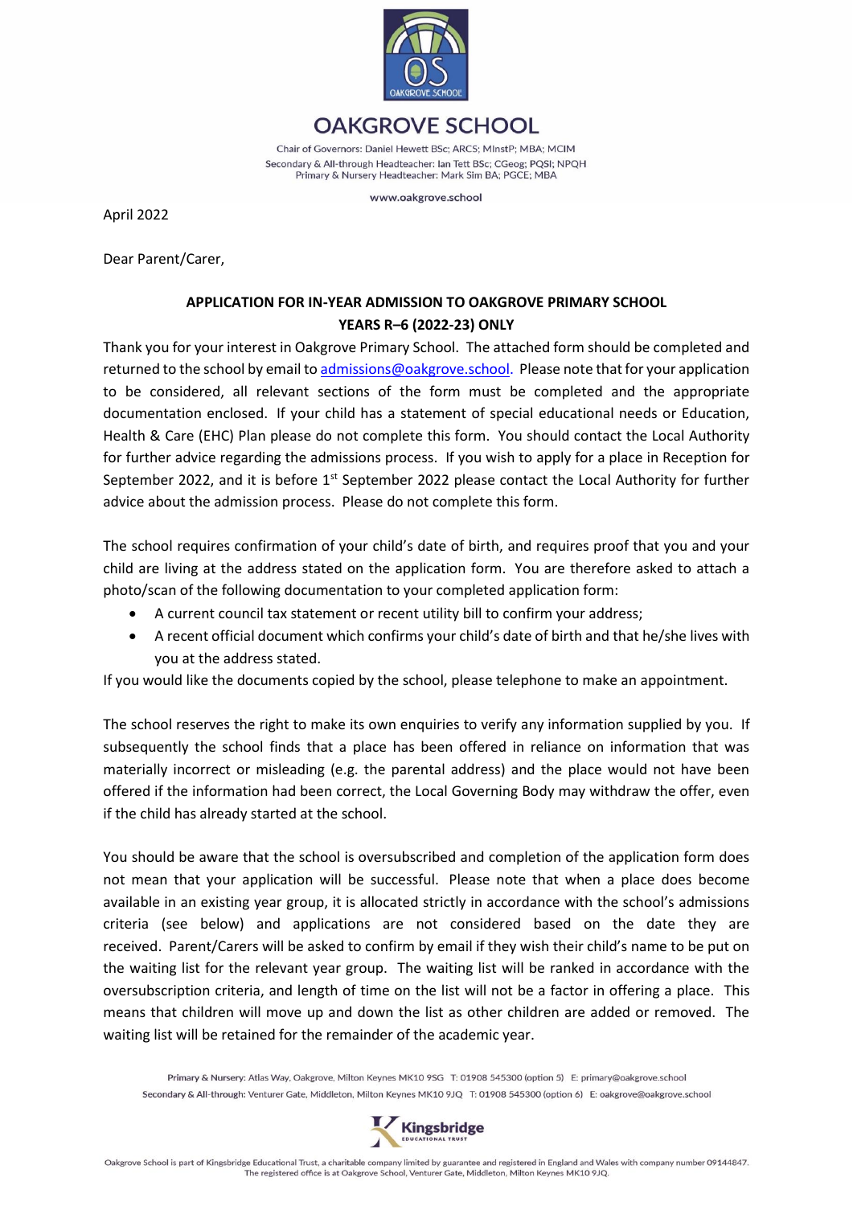# OAKGROVE SCHOOL

Chair of Governors: Daniel Hewett BSc; ARCS; MInstP; MBA; MCIM
Secondary & All-through Headteacher: Ian Tett BSc; CGeog; PQSI; NPQH
Primary & Nursery Headteacher: Mark Sim BA; PGCE; MBA

www.oakgrove.school

April 2022

Dear Parent/Carer,

**APPLICATION FOR IN-YEAR ADMISSION TO OAKGROVE PRIMARY SCHOOL**
**YEARS R–6 (2022-23) ONLY**

Thank you for your interest in Oakgrove Primary School. The attached form should be completed and returned to the school by email to admissions@oakgrove.school. Please note that for your application to be considered, all relevant sections of the form must be completed and the appropriate documentation enclosed. If your child has a statement of special educational needs or Education, Health & Care (EHC) Plan please do not complete this form. You should contact the Local Authority for further advice regarding the admissions process. If you wish to apply for a place in Reception for September 2022, and it is before 1st September 2022 please contact the Local Authority for further advice about the admission process. Please do not complete this form.

The school requires confirmation of your child's date of birth, and requires proof that you and your child are living at the address stated on the application form. You are therefore asked to attach a photo/scan of the following documentation to your completed application form:

- A current council tax statement or recent utility bill to confirm your address;
- A recent official document which confirms your child's date of birth and that he/she lives with you at the address stated.

If you would like the documents copied by the school, please telephone to make an appointment.

The school reserves the right to make its own enquiries to verify any information supplied by you. If subsequently the school finds that a place has been offered in reliance on information that was materially incorrect or misleading (e.g. the parental address) and the place would not have been offered if the information had been correct, the Local Governing Body may withdraw the offer, even if the child has already started at the school.

You should be aware that the school is oversubscribed and completion of the application form does not mean that your application will be successful. Please note that when a place does become available in an existing year group, it is allocated strictly in accordance with the school's admissions criteria (see below) and applications are not considered based on the date they are received. Parent/Carers will be asked to confirm by email if they wish their child's name to be put on the waiting list for the relevant year group. The waiting list will be ranked in accordance with the oversubscription criteria, and length of time on the list will not be a factor in offering a place. This means that children will move up and down the list as other children are added or removed. The waiting list will be retained for the remainder of the academic year.

Primary & Nursery: Atlas Way, Oakgrove, Milton Keynes MK10 9SG T: 01908 545300 (option 5) E: primary@oakgrove.school
Secondary & All-through: Venturer Gate, Middleton, Milton Keynes MK10 9JQ T: 01908 545300 (option 6) E: oakgrove@oakgrove.school

Oakgrove School is part of Kingsbridge Educational Trust, a charitable company limited by guarantee and registered in England and Wales with company number 09144847. The registered office is at Oakgrove School, Venturer Gate, Middleton, Milton Keynes MK10 9JQ.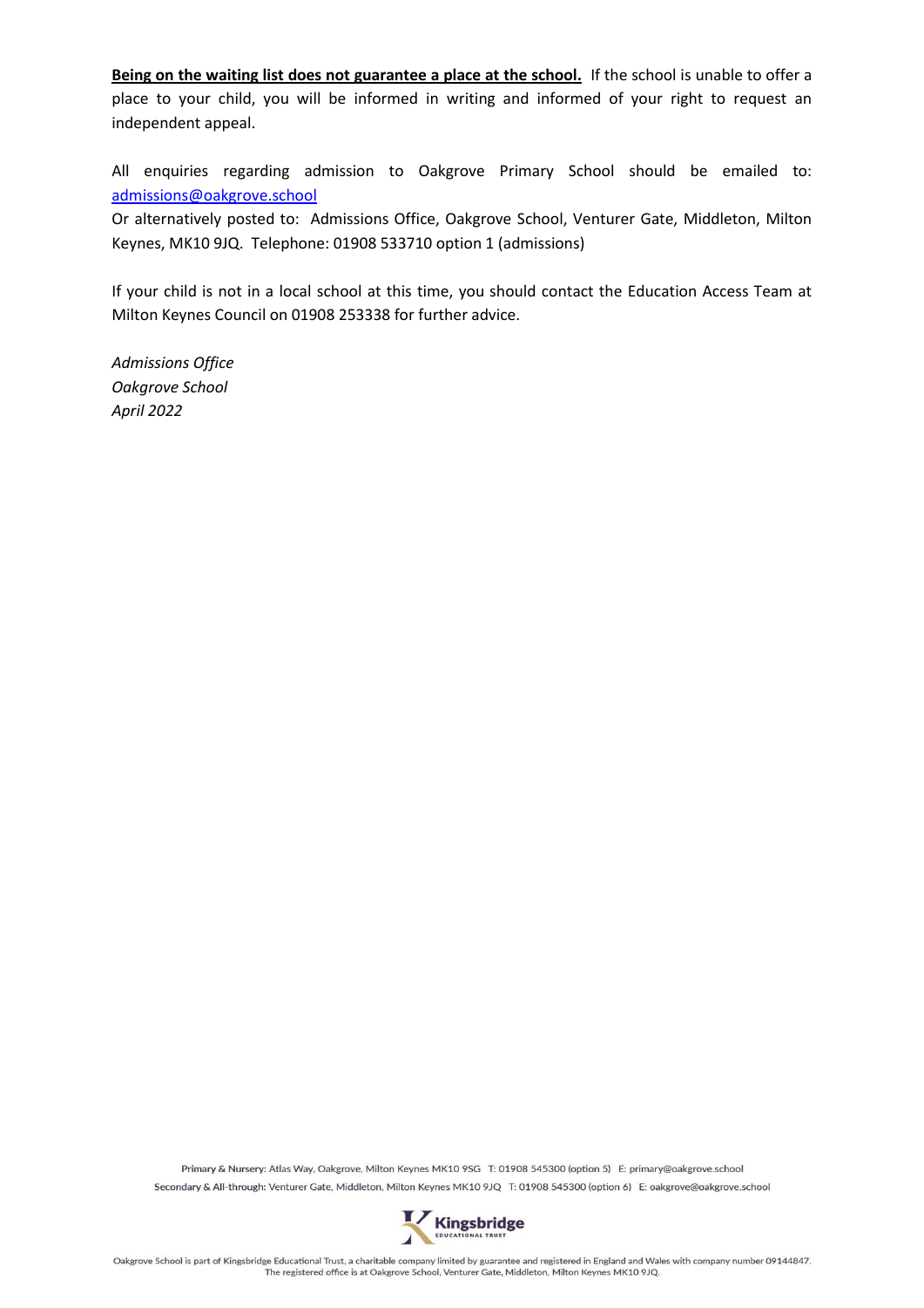**Being on the waiting list does not guarantee a place at the school.** If the school is unable to offer a place to your child, you will be informed in writing and informed of your right to request an independent appeal.

All enquiries regarding admission to Oakgrove Primary School should be emailed to: [admissions@oakgrove.school](mailto:admissions@oakgrove.school)
Or alternatively posted to: Admissions Office, Oakgrove School, Venturer Gate, Middleton, Milton Keynes, MK10 9JQ. Telephone: 01908 533710 option 1 (admissions)

If your child is not in a local school at this time, you should contact the Education Access Team at Milton Keynes Council on 01908 253338 for further advice.

*Admissions Office*
*Oakgrove School*
*April 2022*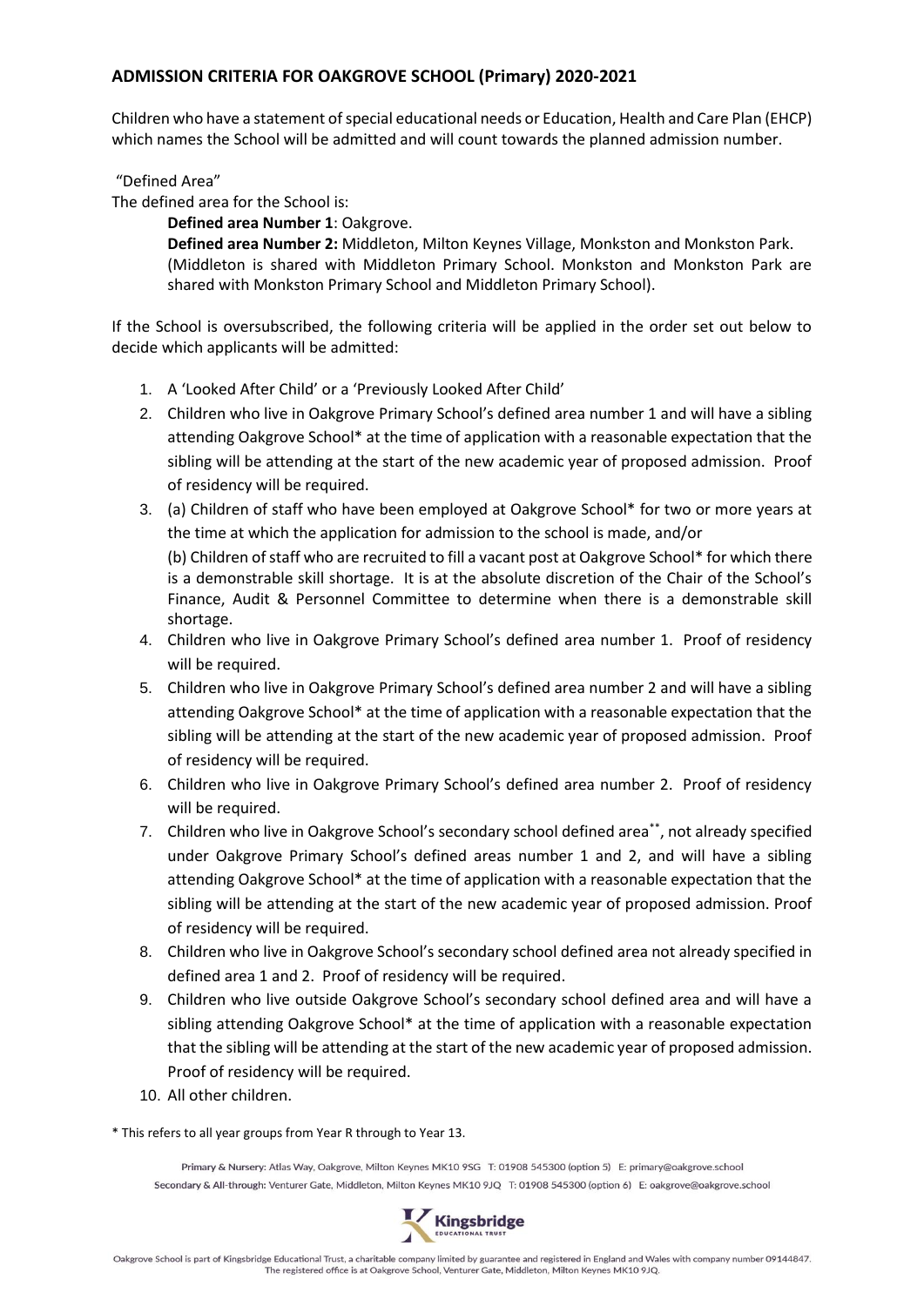## ADMISSION CRITERIA FOR OAKGROVE SCHOOL (Primary) 2020-2021

Children who have a statement of special educational needs or Education, Health and Care Plan (EHCP) which names the School will be admitted and will count towards the planned admission number.

"Defined Area"

The defined area for the School is:

**Defined area Number 1**: Oakgrove.

**Defined area Number 2:** Middleton, Milton Keynes Village, Monkston and Monkston Park. (Middleton is shared with Middleton Primary School. Monkston and Monkston Park are shared with Monkston Primary School and Middleton Primary School).

If the School is oversubscribed, the following criteria will be applied in the order set out below to decide which applicants will be admitted:

1. A 'Looked After Child' or a 'Previously Looked After Child'
2. Children who live in Oakgrove Primary School's defined area number 1 and will have a sibling attending Oakgrove School* at the time of application with a reasonable expectation that the sibling will be attending at the start of the new academic year of proposed admission. Proof of residency will be required.
3. (a) Children of staff who have been employed at Oakgrove School* for two or more years at the time at which the application for admission to the school is made, and/or

   (b) Children of staff who are recruited to fill a vacant post at Oakgrove School* for which there is a demonstrable skill shortage. It is at the absolute discretion of the Chair of the School's Finance, Audit & Personnel Committee to determine when there is a demonstrable skill shortage.
4. Children who live in Oakgrove Primary School's defined area number 1. Proof of residency will be required.
5. Children who live in Oakgrove Primary School's defined area number 2 and will have a sibling attending Oakgrove School* at the time of application with a reasonable expectation that the sibling will be attending at the start of the new academic year of proposed admission. Proof of residency will be required.
6. Children who live in Oakgrove Primary School's defined area number 2. Proof of residency will be required.
7. Children who live in Oakgrove School's secondary school defined area**, not already specified under Oakgrove Primary School's defined areas number 1 and 2, and will have a sibling attending Oakgrove School* at the time of application with a reasonable expectation that the sibling will be attending at the start of the new academic year of proposed admission. Proof of residency will be required.
8. Children who live in Oakgrove School's secondary school defined area not already specified in defined area 1 and 2. Proof of residency will be required.
9. Children who live outside Oakgrove School's secondary school defined area and will have a sibling attending Oakgrove School* at the time of application with a reasonable expectation that the sibling will be attending at the start of the new academic year of proposed admission. Proof of residency will be required.
10. All other children.

\* This refers to all year groups from Year R through to Year 13.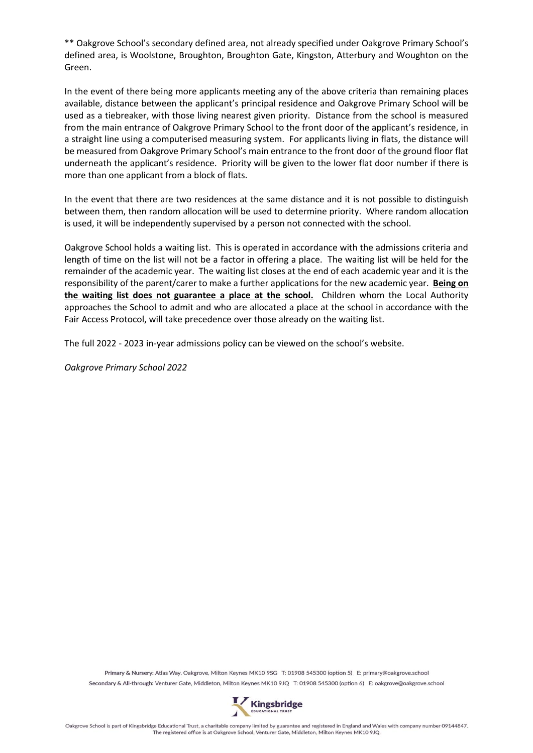** Oakgrove School's secondary defined area, not already specified under Oakgrove Primary School's defined area, is Woolstone, Broughton, Broughton Gate, Kingston, Atterbury and Woughton on the Green.

In the event of there being more applicants meeting any of the above criteria than remaining places available, distance between the applicant's principal residence and Oakgrove Primary School will be used as a tiebreaker, with those living nearest given priority. Distance from the school is measured from the main entrance of Oakgrove Primary School to the front door of the applicant's residence, in a straight line using a computerised measuring system. For applicants living in flats, the distance will be measured from Oakgrove Primary School's main entrance to the front door of the ground floor flat underneath the applicant's residence. Priority will be given to the lower flat door number if there is more than one applicant from a block of flats.

In the event that there are two residences at the same distance and it is not possible to distinguish between them, then random allocation will be used to determine priority. Where random allocation is used, it will be independently supervised by a person not connected with the school.

Oakgrove School holds a waiting list. This is operated in accordance with the admissions criteria and length of time on the list will not be a factor in offering a place. The waiting list will be held for the remainder of the academic year. The waiting list closes at the end of each academic year and it is the responsibility of the parent/carer to make a further applications for the new academic year. **Being on the waiting list does not guarantee a place at the school.** Children whom the Local Authority approaches the School to admit and who are allocated a place at the school in accordance with the Fair Access Protocol, will take precedence over those already on the waiting list.

The full 2022 - 2023 in-year admissions policy can be viewed on the school's website.

*Oakgrove Primary School 2022*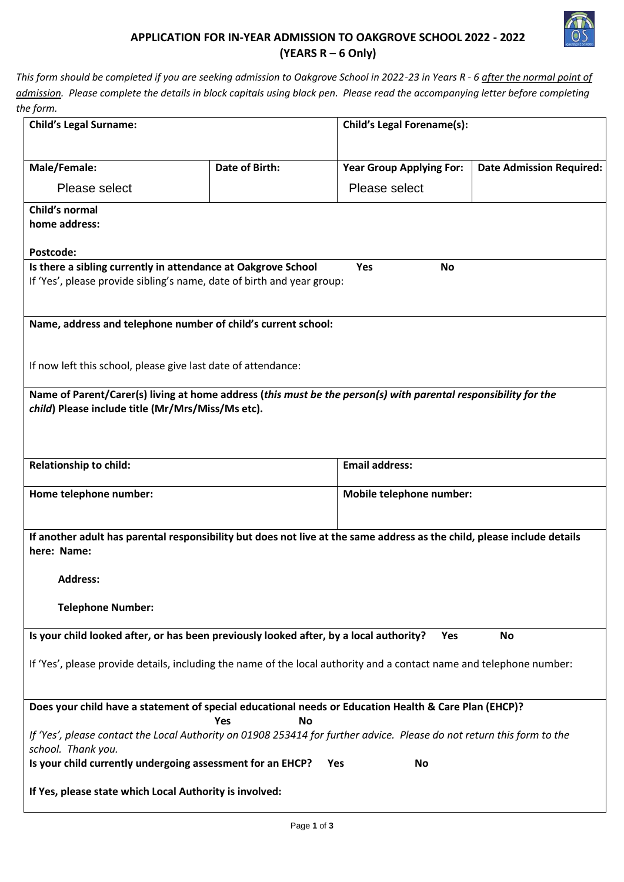# APPLICATION FOR IN-YEAR ADMISSION TO OAKGROVE SCHOOL 2022 - 2022
## (YEARS R – 6 Only)

*This form should be completed if you are seeking admission to Oakgrove School in 2022-23 in Years R - 6 after the normal point of admission. Please complete the details in block capitals using black pen. Please read the accompanying letter before completing the form.*

| **Child's Legal Surname:** | | **Child's Legal Forename(s):** | |
|---|---|---|---|
| **Male/Female:** Please select | **Date of Birth:** | **Year Group Applying For:** Please select | **Date Admission Required:** |
| **Child's normal home address:** **Postcode:** | | | |
| **Is there a sibling currently in attendance at Oakgrove School** **Yes** **No** If 'Yes', please provide sibling's name, date of birth and year group: | | | |
| **Name, address and telephone number of child's current school:** If now left this school, please give last date of attendance: | | | |
| **Name of Parent/Carer(s) living at home address (*this must be the person(s) with parental responsibility for the child*) Please include title (Mr/Mrs/Miss/Ms etc).** | | | |
| **Relationship to child:** | | **Email address:** | |
| **Home telephone number:** | | **Mobile telephone number:** | |
| **If another adult has parental responsibility but does not live at the same address as the child, please include details here: Name:** **Address:** **Telephone Number:** | | | |
| **Is your child looked after, or has been previously looked after, by a local authority?** **Yes** **No** If 'Yes', please provide details, including the name of the local authority and a contact name and telephone number: | | | |
| **Does your child have a statement of special educational needs or Education Health & Care Plan (EHCP)?** **Yes** **No** *If 'Yes', please contact the Local Authority on 01908 253414 for further advice. Please do not return this form to the school. Thank you.* **Is your child currently undergoing assessment for an EHCP?** **Yes** **No** **If Yes, please state which Local Authority is involved:** | | | |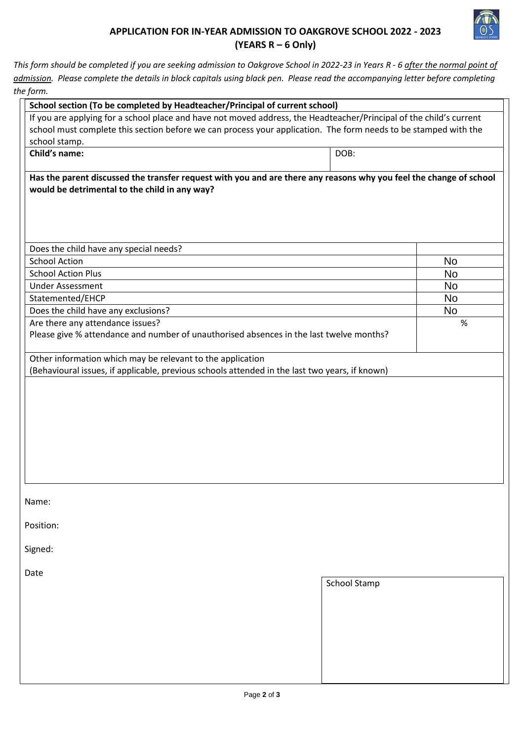**APPLICATION FOR IN-YEAR ADMISSION TO OAKGROVE SCHOOL 2022 - 2023**
**(YEARS R – 6 Only)**

*This form should be completed if you are seeking admission to Oakgrove School in 2022-23 in Years R - 6 after the normal point of admission. Please complete the details in block capitals using black pen. Please read the accompanying letter before completing the form.*

**School section (To be completed by Headteacher/Principal of current school)**

If you are applying for a school place and have not moved address, the Headteacher/Principal of the child's current school must complete this section before we can process your application. The form needs to be stamped with the school stamp.

| **Child's name:** | DOB: |
|---|---|

**Has the parent discussed the transfer request with you and are there any reasons why you feel the change of school would be detrimental to the child in any way?**

| Does the child have any special needs? | |
|---|---|
| School Action | No |
| School Action Plus | No |
| Under Assessment | No |
| Statemented/EHCP | No |
| Does the child have any exclusions? | No |
| Are there any attendance issues? Please give % attendance and number of unauthorised absences in the last twelve months? | % |

Other information which may be relevant to the application
(Behavioural issues, if applicable, previous schools attended in the last two years, if known)

Name:

Position:

Signed:

Date

School Stamp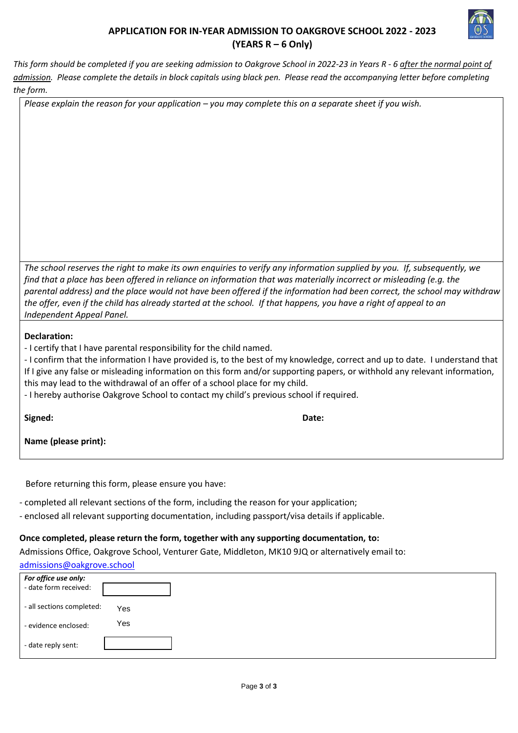# APPLICATION FOR IN-YEAR ADMISSION TO OAKGROVE SCHOOL 2022 - 2023
## (YEARS R – 6 Only)

*This form should be completed if you are seeking admission to Oakgrove School in 2022-23 in Years R - 6 after the normal point of admission. Please complete the details in block capitals using black pen. Please read the accompanying letter before completing the form.*

*Please explain the reason for your application – you may complete this on a separate sheet if you wish.*

*The school reserves the right to make its own enquiries to verify any information supplied by you. If, subsequently, we find that a place has been offered in reliance on information that was materially incorrect or misleading (e.g. the parental address) and the place would not have been offered if the information had been correct, the school may withdraw the offer, even if the child has already started at the school. If that happens, you have a right of appeal to an Independent Appeal Panel.*

**Declaration:**

- I certify that I have parental responsibility for the child named.
- I confirm that the information I have provided is, to the best of my knowledge, correct and up to date. I understand that If I give any false or misleading information on this form and/or supporting papers, or withhold any relevant information, this may lead to the withdrawal of an offer of a school place for my child.
- I hereby authorise Oakgrove School to contact my child's previous school if required.

**Signed:** **Date:**

**Name (please print):**

Before returning this form, please ensure you have:

- completed all relevant sections of the form, including the reason for your application;
- enclosed all relevant supporting documentation, including passport/visa details if applicable.

**Once completed, please return the form, together with any supporting documentation, to:**

Admissions Office, Oakgrove School, Venturer Gate, Middleton, MK10 9JQ or alternatively email to: admissions@oakgrove.school

| | |
|---|---|
| ***For office use only:*** | |
| - date form received: | |
| - all sections completed: | Yes |
| - evidence enclosed: | Yes |
| - date reply sent: | |